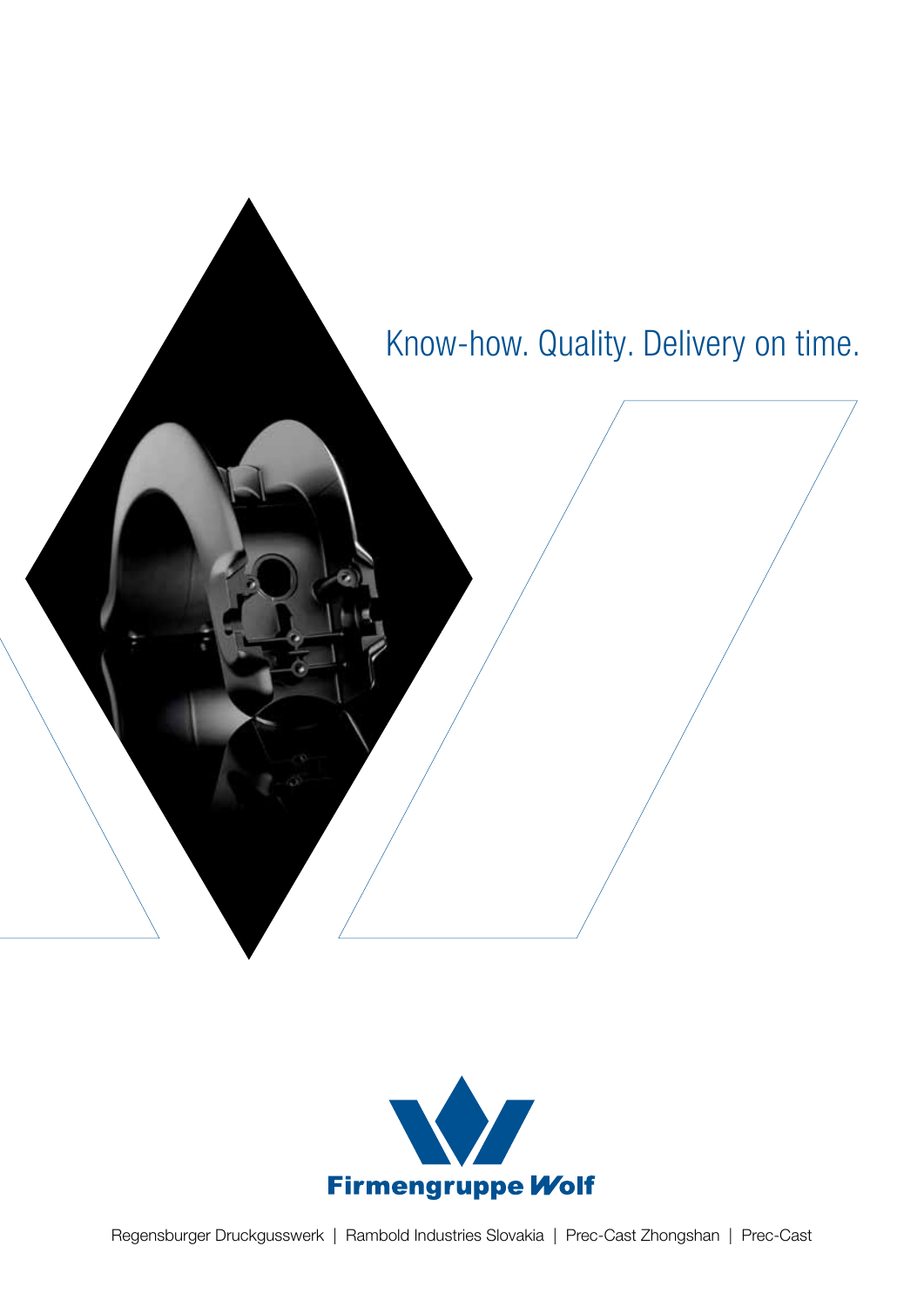Know-how. Quality. Delivery on time.

**Firmengruppe Wolf**

Regensburger Druckgusswerk | Rambold Industries Slovakia | Prec-Cast Zhongshan | Prec-Cast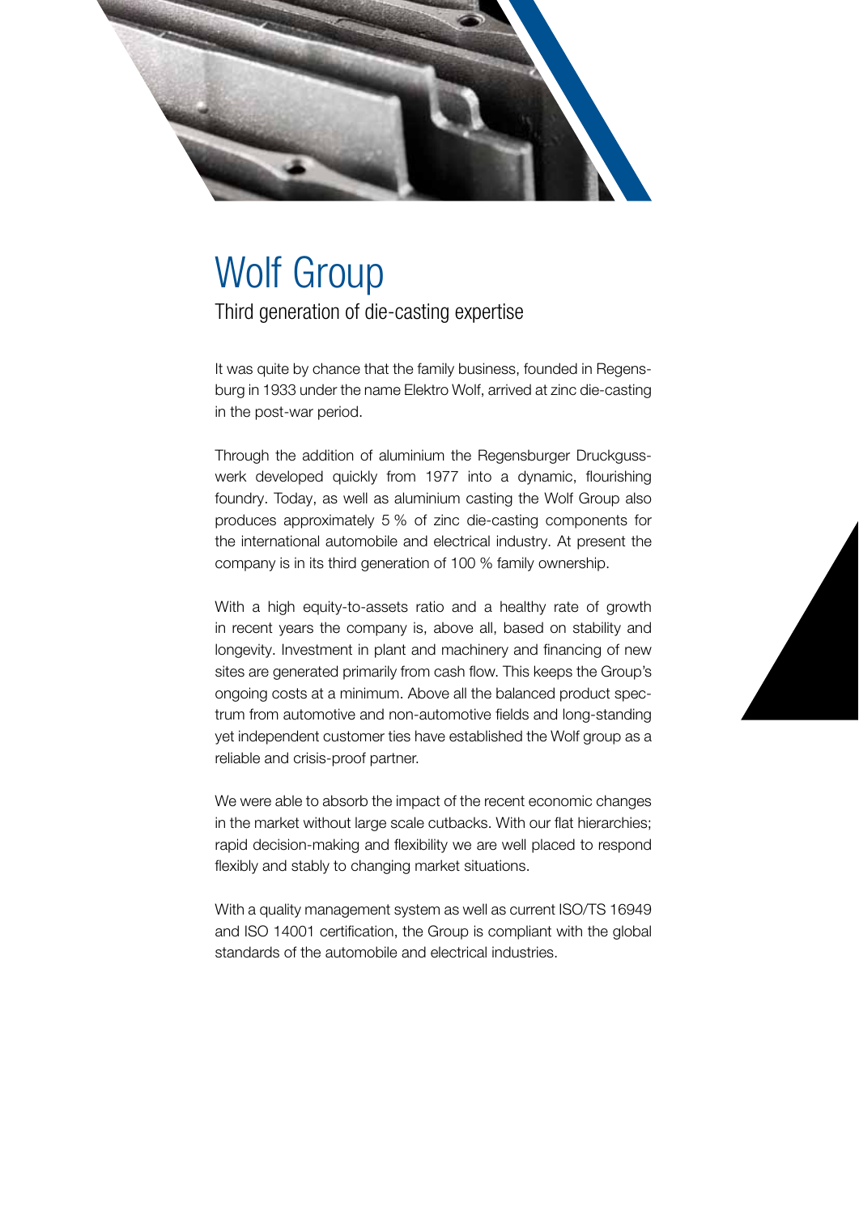# Wolf Group

## Third generation of die-casting expertise

It was quite by chance that the family business, founded in Regensburg in 1933 under the name Elektro Wolf, arrived at zinc die-casting in the post-war period.

Through the addition of aluminium the Regensburger Druckgusswerk developed quickly from 1977 into a dynamic, flourishing foundry. Today, as well as aluminium casting the Wolf Group also produces approximately 5 % of zinc die-casting components for the international automobile and electrical industry. At present the company is in its third generation of 100 % family ownership.

With a high equity-to-assets ratio and a healthy rate of growth in recent years the company is, above all, based on stability and longevity. Investment in plant and machinery and financing of new sites are generated primarily from cash flow. This keeps the Group's ongoing costs at a minimum. Above all the balanced product spectrum from automotive and non-automotive fields and long-standing yet independent customer ties have established the Wolf group as a reliable and crisis-proof partner.

We were able to absorb the impact of the recent economic changes in the market without large scale cutbacks. With our flat hierarchies; rapid decision-making and flexibility we are well placed to respond flexibly and stably to changing market situations.

With a quality management system as well as current ISO/TS 16949 and ISO 14001 certification, the Group is compliant with the global standards of the automobile and electrical industries.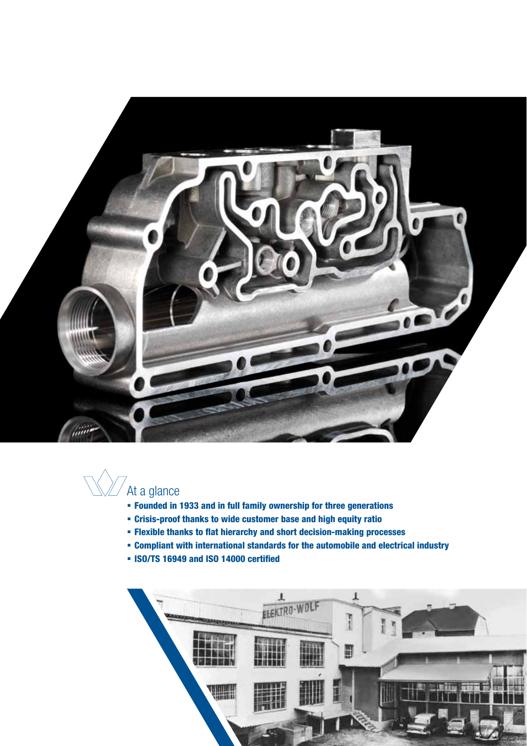## At a glance

- **Founded in 1933 and in full family ownership for three generations**
- **Crisis-proof thanks to wide customer base and high equity ratio**
- **Flexible thanks to flat hierarchy and short decision-making processes**
- **Compliant with international standards for the automobile and electrical industry**
- **ISO/TS 16949 and ISO 14000 certified**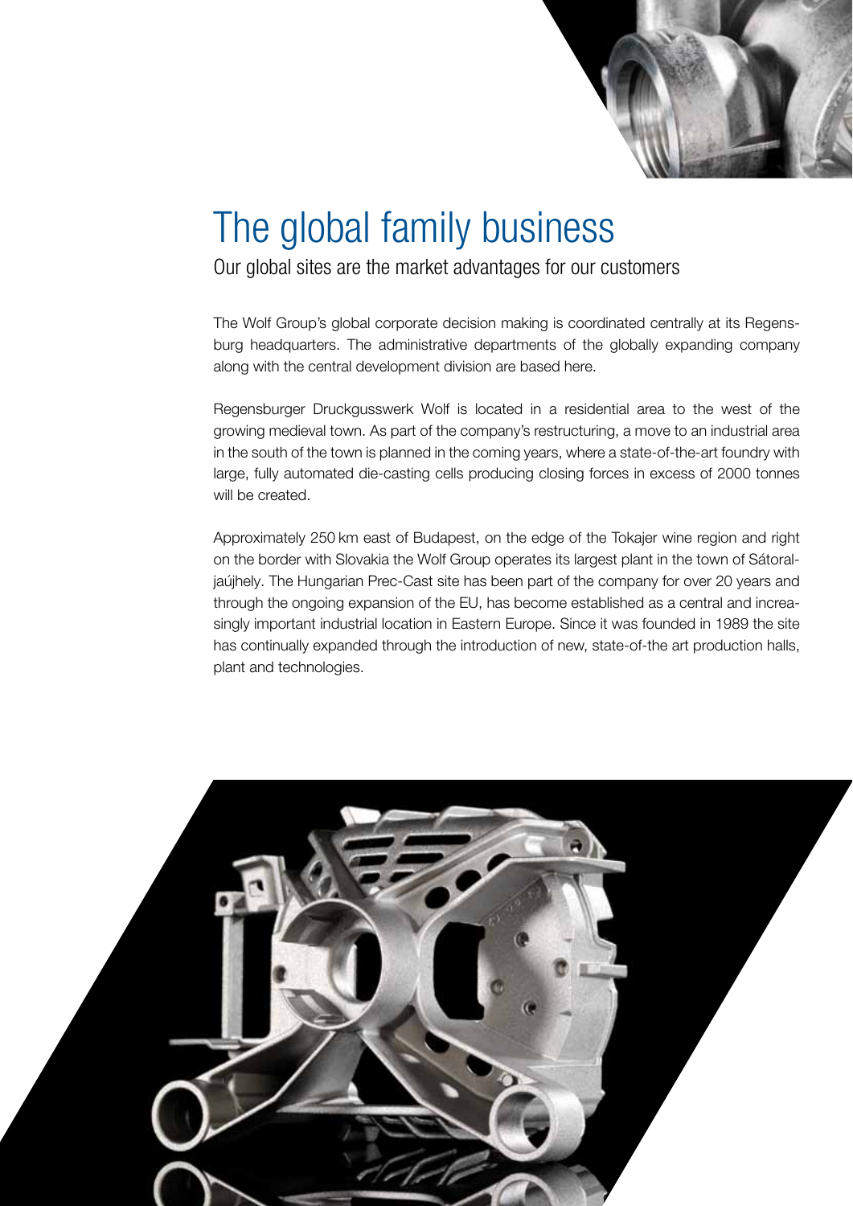# The global family business

## Our global sites are the market advantages for our customers

The Wolf Group's global corporate decision making is coordinated centrally at its Regensburg headquarters. The administrative departments of the globally expanding company along with the central development division are based here.

Regensburger Druckgusswerk Wolf is located in a residential area to the west of the growing medieval town. As part of the company's restructuring, a move to an industrial area in the south of the town is planned in the coming years, where a state-of-the-art foundry with large, fully automated die-casting cells producing closing forces in excess of 2000 tonnes will be created.

Approximately 250 km east of Budapest, on the edge of the Tokajer wine region and right on the border with Slovakia the Wolf Group operates its largest plant in the town of Sátoraljaújhely. The Hungarian Prec-Cast site has been part of the company for over 20 years and through the ongoing expansion of the EU, has become established as a central and increasingly important industrial location in Eastern Europe. Since it was founded in 1989 the site has continually expanded through the introduction of new, state-of-the art production halls, plant and technologies.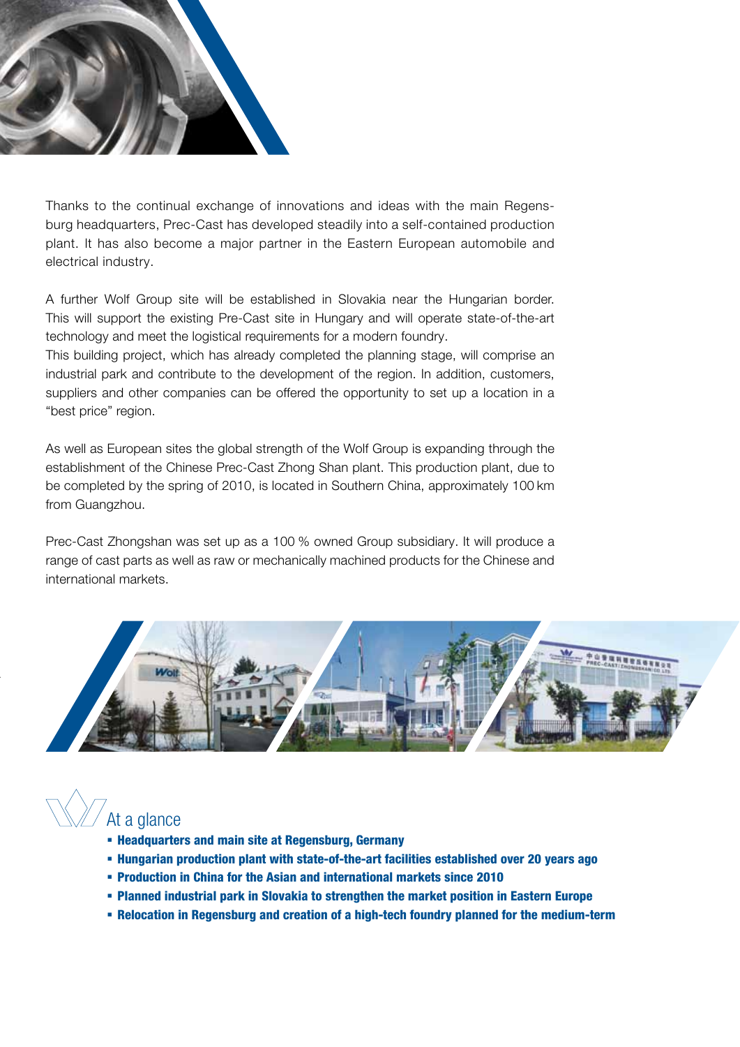Thanks to the continual exchange of innovations and ideas with the main Regensburg headquarters, Prec-Cast has developed steadily into a self-contained production plant. It has also become a major partner in the Eastern European automobile and electrical industry.

A further Wolf Group site will be established in Slovakia near the Hungarian border. This will support the existing Pre-Cast site in Hungary and will operate state-of-the-art technology and meet the logistical requirements for a modern foundry.
This building project, which has already completed the planning stage, will comprise an industrial park and contribute to the development of the region. In addition, customers, suppliers and other companies can be offered the opportunity to set up a location in a "best price" region.

As well as European sites the global strength of the Wolf Group is expanding through the establishment of the Chinese Prec-Cast Zhong Shan plant. This production plant, due to be completed by the spring of 2010, is located in Southern China, approximately 100 km from Guangzhou.

Prec-Cast Zhongshan was set up as a 100 % owned Group subsidiary. It will produce a range of cast parts as well as raw or mechanically machined products for the Chinese and international markets.

## At a glance

- **Headquarters and main site at Regensburg, Germany**
- **Hungarian production plant with state-of-the-art facilities established over 20 years ago**
- **Production in China for the Asian and international markets since 2010**
- **Planned industrial park in Slovakia to strengthen the market position in Eastern Europe**
- **Relocation in Regensburg and creation of a high-tech foundry planned for the medium-term**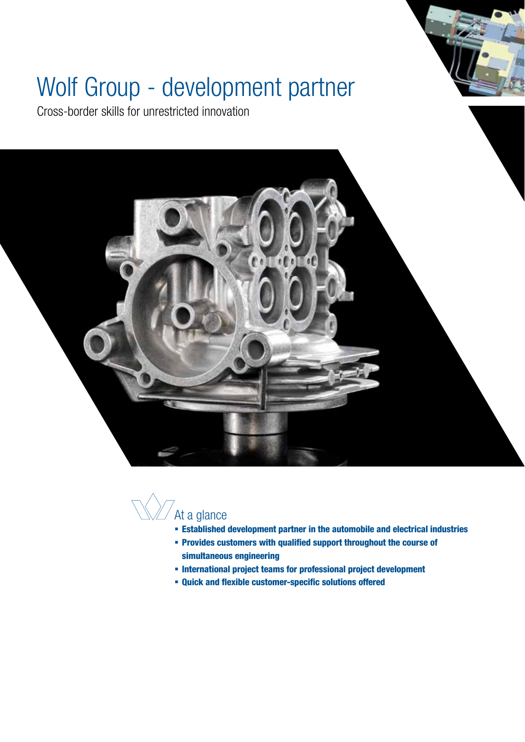# Wolf Group - development partner

Cross-border skills for unrestricted innovation

## At a glance

- **Established development partner in the automobile and electrical industries**
- **Provides customers with qualified support throughout the course of simultaneous engineering**
- **International project teams for professional project development**
- **Quick and flexible customer-specific solutions offered**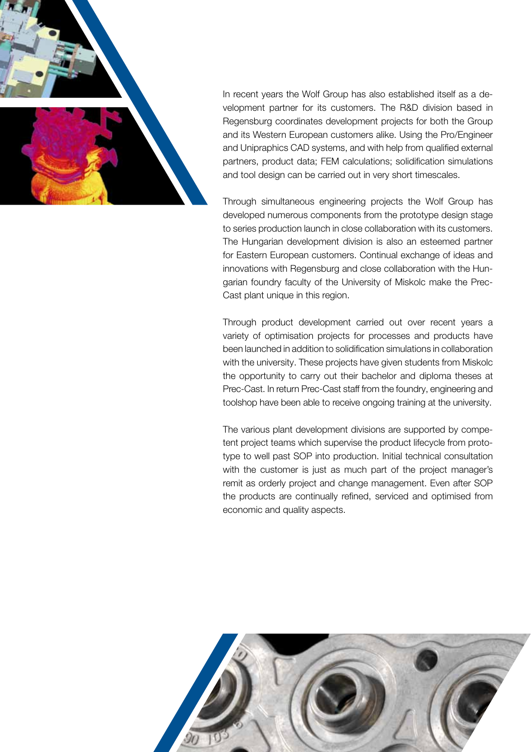In recent years the Wolf Group has also established itself as a development partner for its customers. The R&D division based in Regensburg coordinates development projects for both the Group and its Western European customers alike. Using the Pro/Engineer and Unipraphics CAD systems, and with help from qualified external partners, product data; FEM calculations; solidification simulations and tool design can be carried out in very short timescales.

Through simultaneous engineering projects the Wolf Group has developed numerous components from the prototype design stage to series production launch in close collaboration with its customers. The Hungarian development division is also an esteemed partner for Eastern European customers. Continual exchange of ideas and innovations with Regensburg and close collaboration with the Hungarian foundry faculty of the University of Miskolc make the Prec-Cast plant unique in this region.

Through product development carried out over recent years a variety of optimisation projects for processes and products have been launched in addition to solidification simulations in collaboration with the university. These projects have given students from Miskolc the opportunity to carry out their bachelor and diploma theses at Prec-Cast. In return Prec-Cast staff from the foundry, engineering and toolshop have been able to receive ongoing training at the university.

The various plant development divisions are supported by competent project teams which supervise the product lifecycle from prototype to well past SOP into production. Initial technical consultation with the customer is just as much part of the project manager's remit as orderly project and change management. Even after SOP the products are continually refined, serviced and optimised from economic and quality aspects.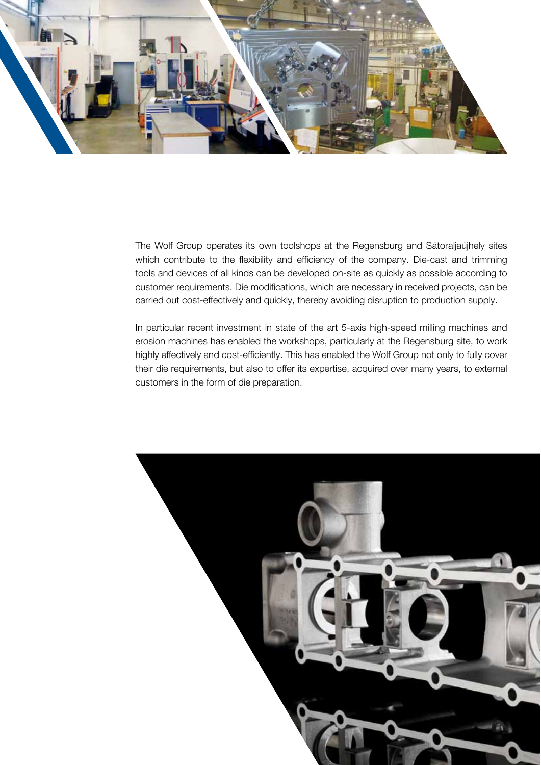The Wolf Group operates its own toolshops at the Regensburg and Sátoraljaújhely sites which contribute to the flexibility and efficiency of the company. Die-cast and trimming tools and devices of all kinds can be developed on-site as quickly as possible according to customer requirements. Die modifications, which are necessary in received projects, can be carried out cost-effectively and quickly, thereby avoiding disruption to production supply.

In particular recent investment in state of the art 5-axis high-speed milling machines and erosion machines has enabled the workshops, particularly at the Regensburg site, to work highly effectively and cost-efficiently. This has enabled the Wolf Group not only to fully cover their die requirements, but also to offer its expertise, acquired over many years, to external customers in the form of die preparation.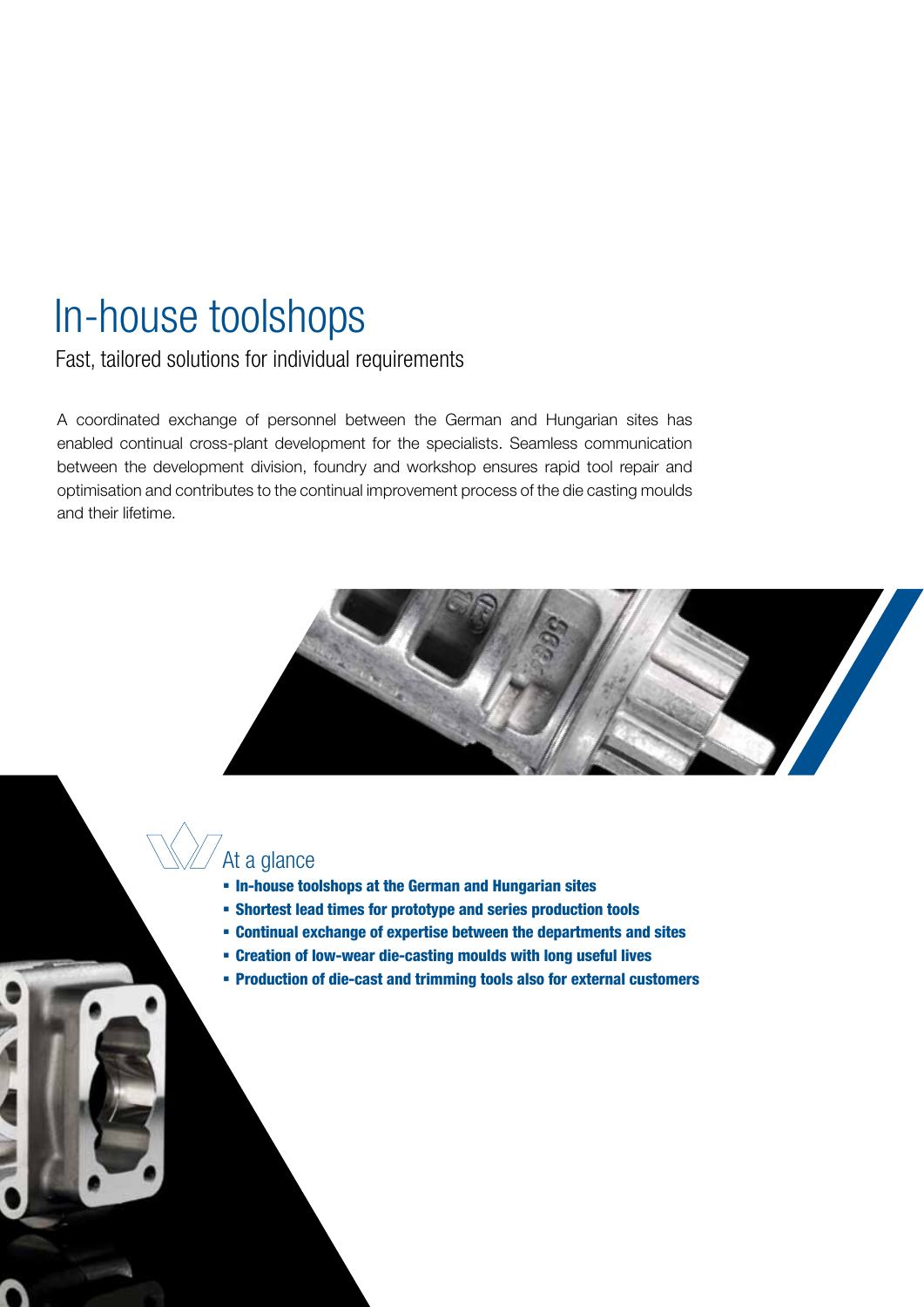# In-house toolshops

Fast, tailored solutions for individual requirements

A coordinated exchange of personnel between the German and Hungarian sites has enabled continual cross-plant development for the specialists. Seamless communication between the development division, foundry and workshop ensures rapid tool repair and optimisation and contributes to the continual improvement process of the die casting moulds and their lifetime.

## At a glance

- **In-house toolshops at the German and Hungarian sites**
- **Shortest lead times for prototype and series production tools**
- **Continual exchange of expertise between the departments and sites**
- **Creation of low-wear die-casting moulds with long useful lives**
- **Production of die-cast and trimming tools also for external customers**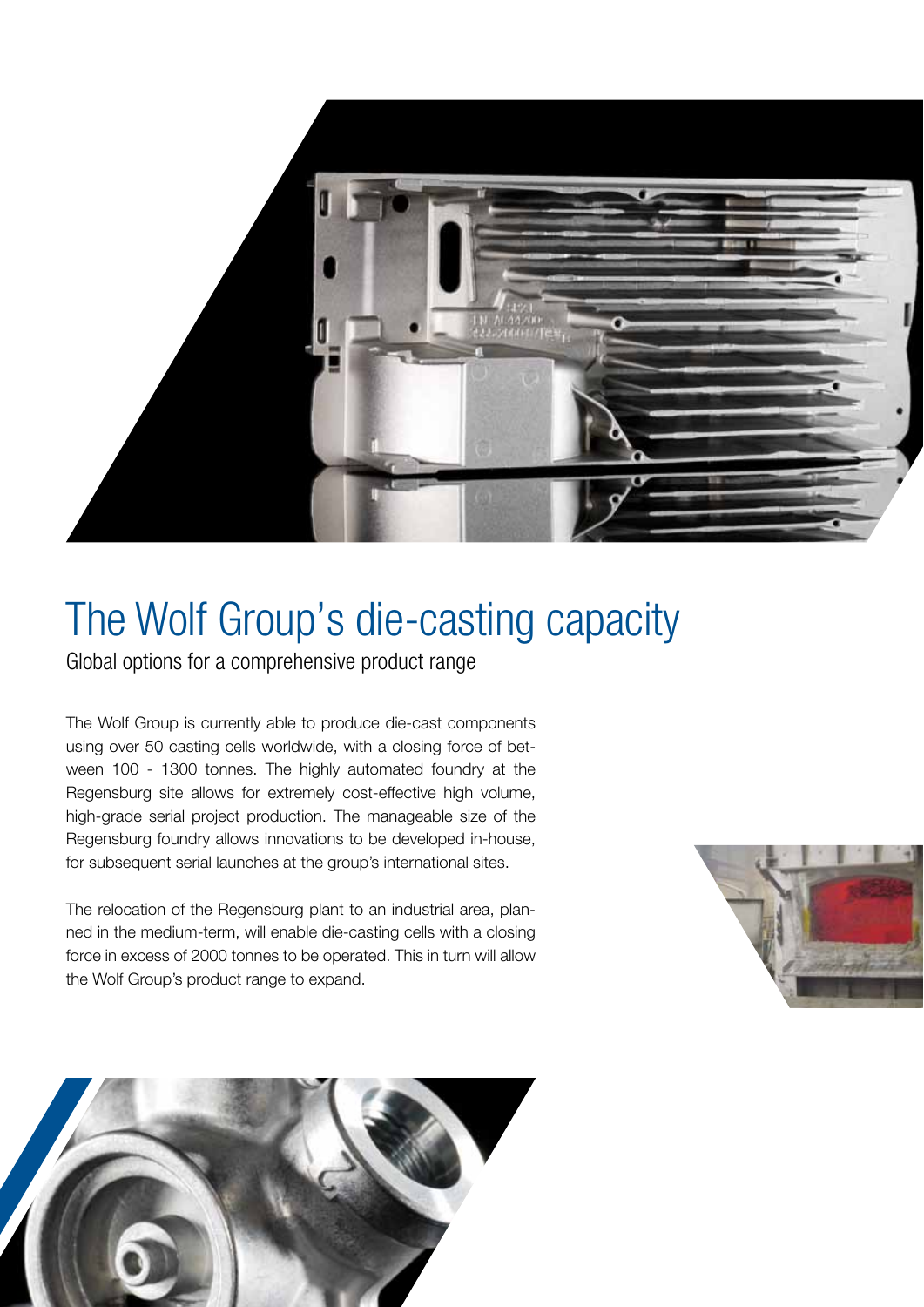# The Wolf Group's die-casting capacity

## Global options for a comprehensive product range

The Wolf Group is currently able to produce die-cast components using over 50 casting cells worldwide, with a closing force of between 100 - 1300 tonnes. The highly automated foundry at the Regensburg site allows for extremely cost-effective high volume, high-grade serial project production. The manageable size of the Regensburg foundry allows innovations to be developed in-house, for subsequent serial launches at the group's international sites.

The relocation of the Regensburg plant to an industrial area, planned in the medium-term, will enable die-casting cells with a closing force in excess of 2000 tonnes to be operated. This in turn will allow the Wolf Group's product range to expand.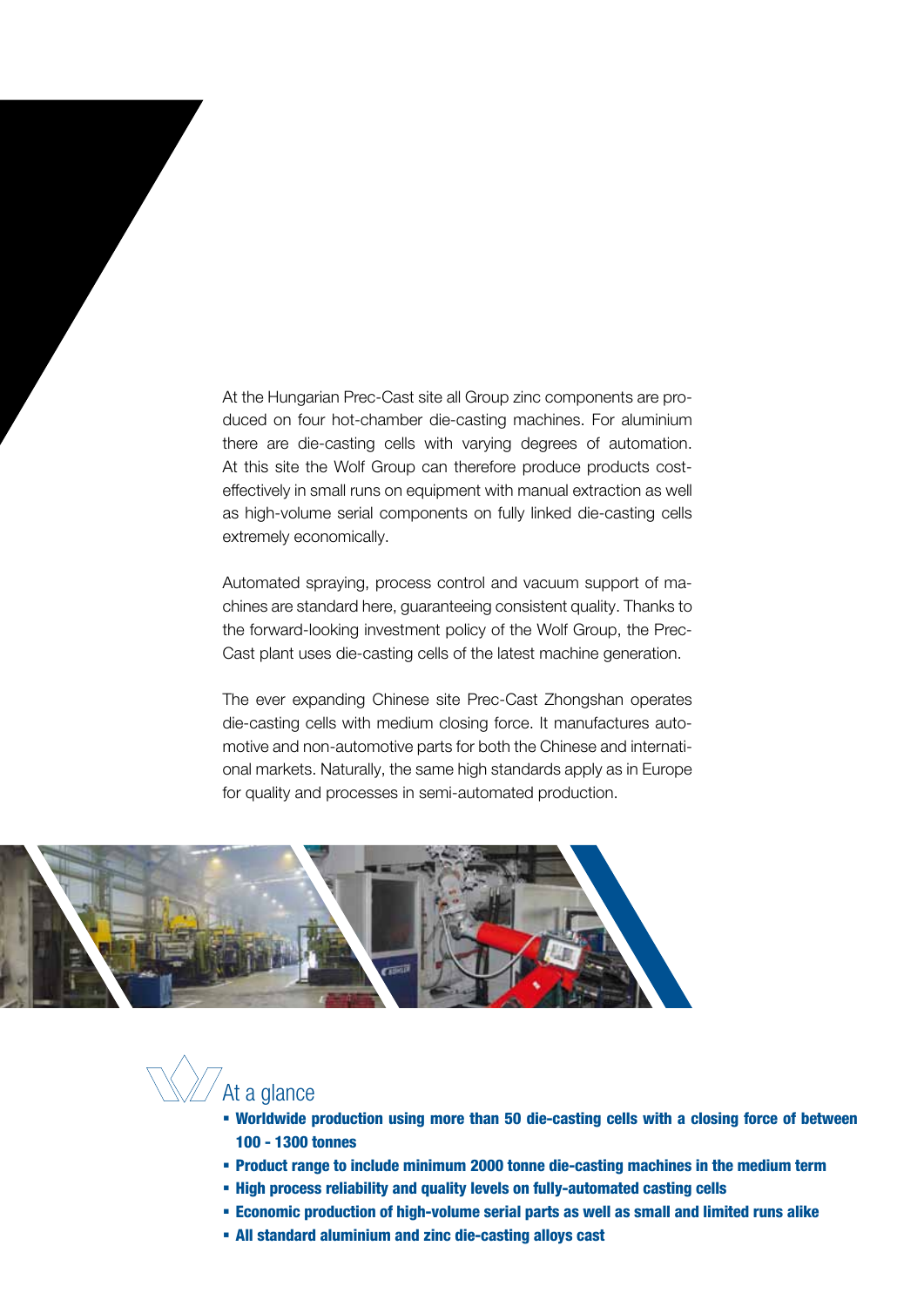At the Hungarian Prec-Cast site all Group zinc components are produced on four hot-chamber die-casting machines. For aluminium there are die-casting cells with varying degrees of automation. At this site the Wolf Group can therefore produce products cost-effectively in small runs on equipment with manual extraction as well as high-volume serial components on fully linked die-casting cells extremely economically.

Automated spraying, process control and vacuum support of machines are standard here, guaranteeing consistent quality. Thanks to the forward-looking investment policy of the Wolf Group, the Prec-Cast plant uses die-casting cells of the latest machine generation.

The ever expanding Chinese site Prec-Cast Zhongshan operates die-casting cells with medium closing force. It manufactures automotive and non-automotive parts for both the Chinese and international markets. Naturally, the same high standards apply as in Europe for quality and processes in semi-automated production.

## At a glance

- **Worldwide production using more than 50 die-casting cells with a closing force of between 100 - 1300 tonnes**
- **Product range to include minimum 2000 tonne die-casting machines in the medium term**
- **High process reliability and quality levels on fully-automated casting cells**
- **Economic production of high-volume serial parts as well as small and limited runs alike**
- **All standard aluminium and zinc die-casting alloys cast**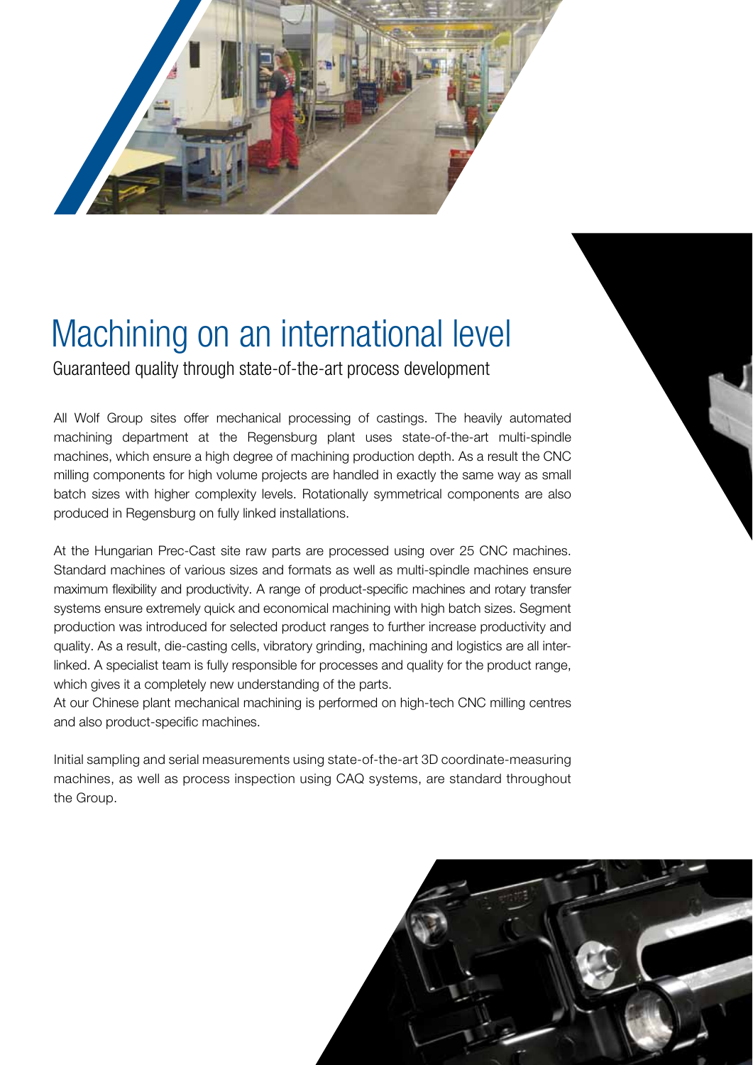# Machining on an international level

## Guaranteed quality through state-of-the-art process development

All Wolf Group sites offer mechanical processing of castings. The heavily automated machining department at the Regensburg plant uses state-of-the-art multi-spindle machines, which ensure a high degree of machining production depth. As a result the CNC milling components for high volume projects are handled in exactly the same way as small batch sizes with higher complexity levels. Rotationally symmetrical components are also produced in Regensburg on fully linked installations.

At the Hungarian Prec-Cast site raw parts are processed using over 25 CNC machines. Standard machines of various sizes and formats as well as multi-spindle machines ensure maximum flexibility and productivity. A range of product-specific machines and rotary transfer systems ensure extremely quick and economical machining with high batch sizes. Segment production was introduced for selected product ranges to further increase productivity and quality. As a result, die-casting cells, vibratory grinding, machining and logistics are all interlinked. A specialist team is fully responsible for processes and quality for the product range, which gives it a completely new understanding of the parts.

At our Chinese plant mechanical machining is performed on high-tech CNC milling centres and also product-specific machines.

Initial sampling and serial measurements using state-of-the-art 3D coordinate-measuring machines, as well as process inspection using CAQ systems, are standard throughout the Group.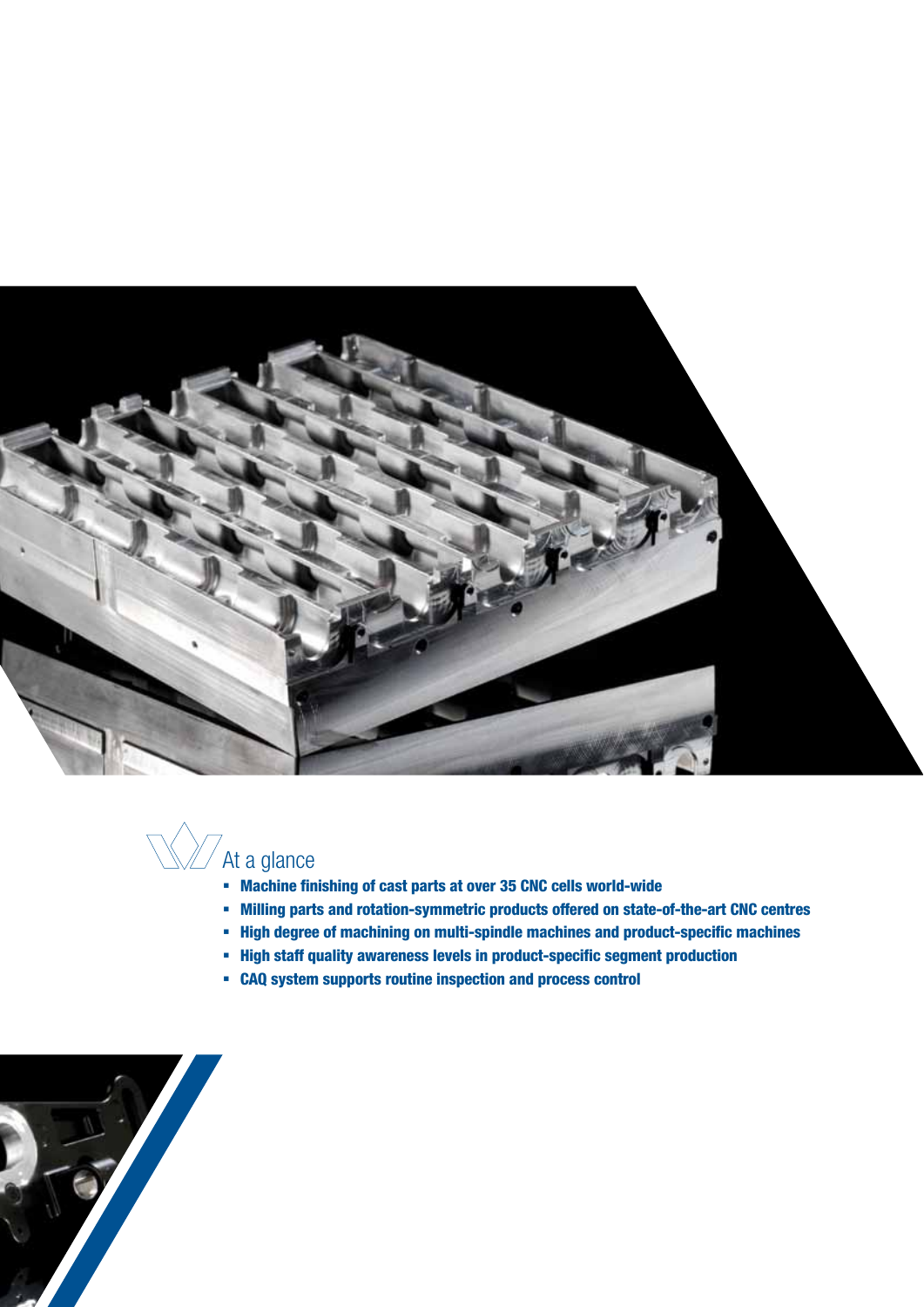## At a glance

- **Machine finishing of cast parts at over 35 CNC cells world-wide**
- **Milling parts and rotation-symmetric products offered on state-of-the-art CNC centres**
- **High degree of machining on multi-spindle machines and product-specific machines**
- **High staff quality awareness levels in product-specific segment production**
- **CAQ system supports routine inspection and process control**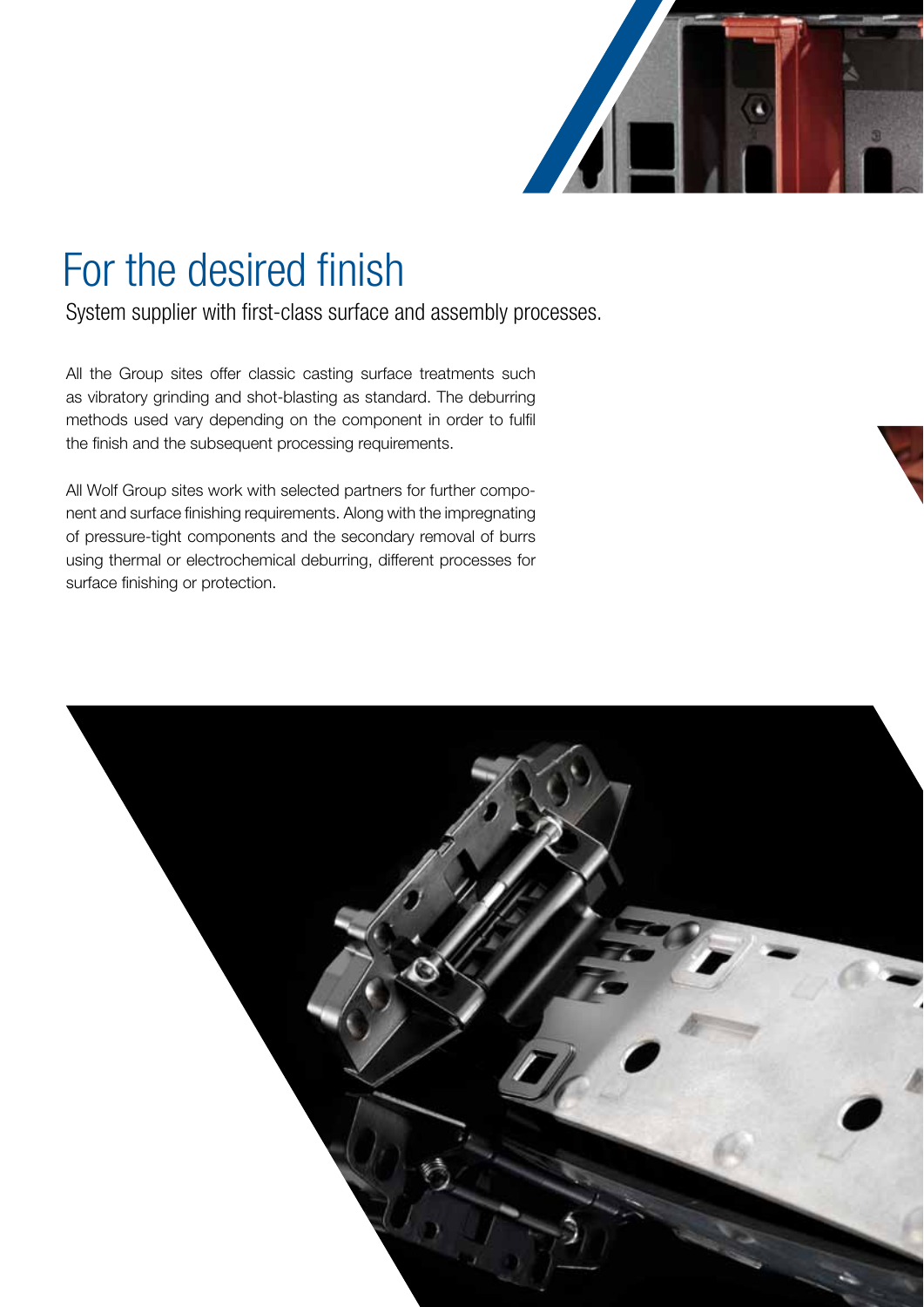# For the desired finish

System supplier with first-class surface and assembly processes.

All the Group sites offer classic casting surface treatments such as vibratory grinding and shot-blasting as standard. The deburring methods used vary depending on the component in order to fulfil the finish and the subsequent processing requirements.

All Wolf Group sites work with selected partners for further component and surface finishing requirements. Along with the impregnating of pressure-tight components and the secondary removal of burrs using thermal or electrochemical deburring, different processes for surface finishing or protection.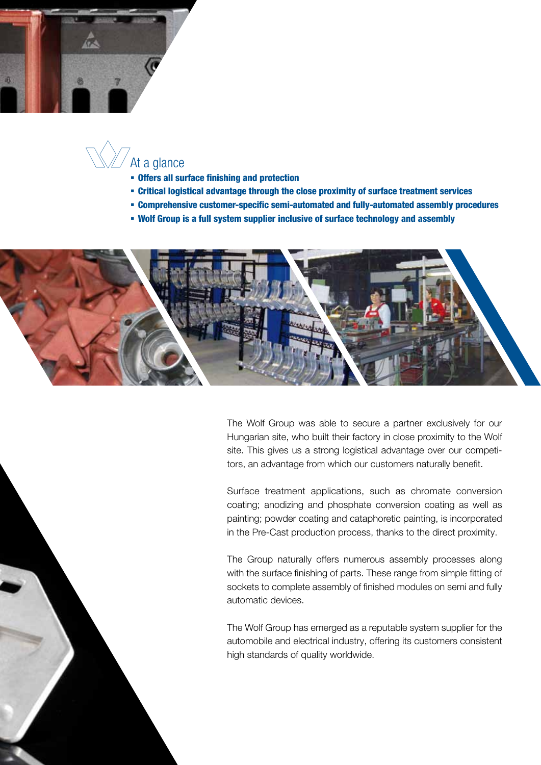## At a glance

- **Offers all surface finishing and protection**
- **Critical logistical advantage through the close proximity of surface treatment services**
- **Comprehensive customer-specific semi-automated and fully-automated assembly procedures**
- **Wolf Group is a full system supplier inclusive of surface technology and assembly**

The Wolf Group was able to secure a partner exclusively for our Hungarian site, who built their factory in close proximity to the Wolf site. This gives us a strong logistical advantage over our competitors, an advantage from which our customers naturally benefit.

Surface treatment applications, such as chromate conversion coating; anodizing and phosphate conversion coating as well as painting; powder coating and cataphoretic painting, is incorporated in the Pre-Cast production process, thanks to the direct proximity.

The Group naturally offers numerous assembly processes along with the surface finishing of parts. These range from simple fitting of sockets to complete assembly of finished modules on semi and fully automatic devices.

The Wolf Group has emerged as a reputable system supplier for the automobile and electrical industry, offering its customers consistent high standards of quality worldwide.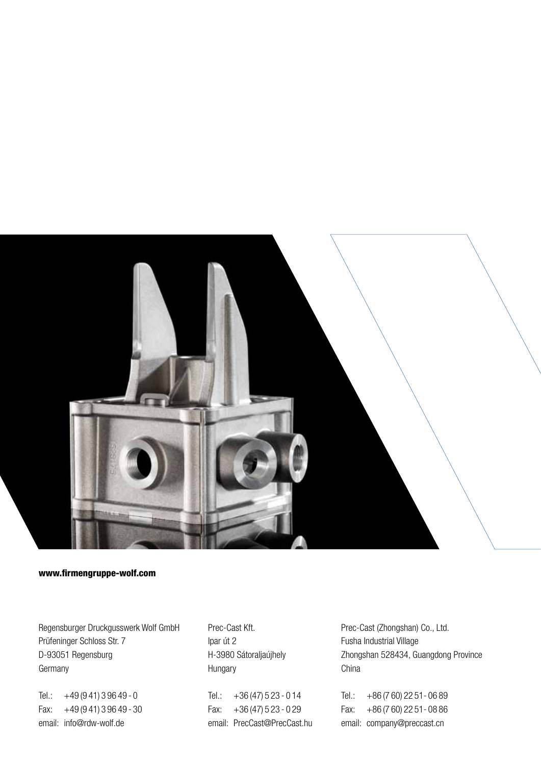**www.firmengruppe-wolf.com**

Regensburger Druckgusswerk Wolf GmbH
Prüfeninger Schloss Str. 7
D-93051 Regensburg
Germany

Tel.: +49 (9 41) 3 96 49 - 0
Fax: +49 (9 41) 3 96 49 - 30
email: info@rdw-wolf.de

Prec-Cast Kft.
Ipar út 2
H-3980 Sátoraljaújhely
Hungary

Tel.: +36 (47) 5 23 - 0 14
Fax: +36 (47) 5 23 - 0 29
email: PrecCast@PrecCast.hu

Prec-Cast (Zhongshan) Co., Ltd.
Fusha Industrial Village
Zhongshan 528434, Guangdong Province
China

Tel.: +86 (7 60) 22 51 - 06 89
Fax: +86 (7 60) 22 51 - 08 86
email: company@preccast.cn